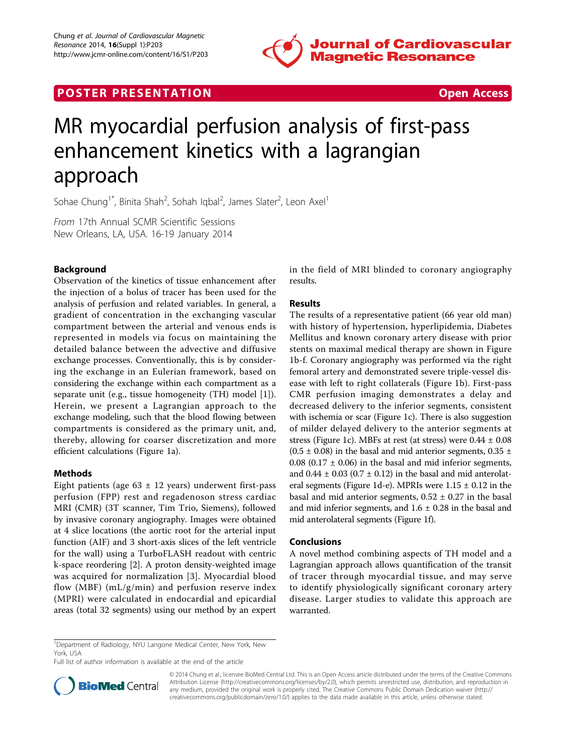POSTER PRESENTATION Open Access

# MR myocardial perfusion analysis of first-pass enhancement kinetics with a lagrangian approach

Sohae Chung[1*], Binita Shah[2], Sohah Iqbal[2], James Slater[2], Leon Axel[1]

*From* 17th Annual SCMR Scientific Sessions
New Orleans, LA, USA. 16-19 January 2014

## Background

Observation of the kinetics of tissue enhancement after the injection of a bolus of tracer has been used for the analysis of perfusion and related variables. In general, a gradient of concentration in the exchanging vascular compartment between the arterial and venous ends is represented in models via focus on maintaining the detailed balance between the advective and diffusive exchange processes. Conventionally, this is by considering the exchange in an Eulerian framework, based on considering the exchange within each compartment as a separate unit (e.g., tissue homogeneity (TH) model [1]). Herein, we present a Lagrangian approach to the exchange modeling, such that the blood flowing between compartments is considered as the primary unit, and, thereby, allowing for coarser discretization and more efficient calculations (Figure 1a).

## Methods

Eight patients (age 63 ± 12 years) underwent first-pass perfusion (FPP) rest and regadenoson stress cardiac MRI (CMR) (3T scanner, Tim Trio, Siemens), followed by invasive coronary angiography. Images were obtained at 4 slice locations (the aortic root for the arterial input function (AIF) and 3 short-axis slices of the left ventricle for the wall) using a TurboFLASH readout with centric k-space reordering [2]. A proton density-weighted image was acquired for normalization [3]. Myocardial blood flow (MBF) (mL/g/min) and perfusion reserve index (MPRI) were calculated in endocardial and epicardial areas (total 32 segments) using our method by an expert in the field of MRI blinded to coronary angiography results.

## Results

The results of a representative patient (66 year old man) with history of hypertension, hyperlipidemia, Diabetes Mellitus and known coronary artery disease with prior stents on maximal medical therapy are shown in Figure 1b-f. Coronary angiography was performed via the right femoral artery and demonstrated severe triple-vessel disease with left to right collaterals (Figure 1b). First-pass CMR perfusion imaging demonstrates a delay and decreased delivery to the inferior segments, consistent with ischemia or scar (Figure 1c). There is also suggestion of milder delayed delivery to the anterior segments at stress (Figure 1c). MBFs at rest (at stress) were 0.44 ± 0.08 (0.5 ± 0.08) in the basal and mid anterior segments, 0.35 ± 0.08 (0.17 ± 0.06) in the basal and mid inferior segments, and 0.44 ± 0.03 (0.7 ± 0.12) in the basal and mid anterolateral segments (Figure 1d-e). MPRIs were 1.15 ± 0.12 in the basal and mid anterior segments, 0.52 ± 0.27 in the basal and mid inferior segments, and 1.6 ± 0.28 in the basal and mid anterolateral segments (Figure 1f).

## Conclusions

A novel method combining aspects of TH model and a Lagrangian approach allows quantification of the transit of tracer through myocardial tissue, and may serve to identify physiologically significant coronary artery disease. Larger studies to validate this approach are warranted.

[1]Department of Radiology, NYU Langone Medical Center, New York, New York, USA

Full list of author information is available at the end of the article

© 2014 Chung et al.; licensee BioMed Central Ltd. This is an Open Access article distributed under the terms of the Creative Commons Attribution License (http://creativecommons.org/licenses/by/2.0), which permits unrestricted use, distribution, and reproduction in any medium, provided the original work is properly cited. The Creative Commons Public Domain Dedication waiver (http://creativecommons.org/publicdomain/zero/1.0/) applies to the data made available in this article, unless otherwise stated.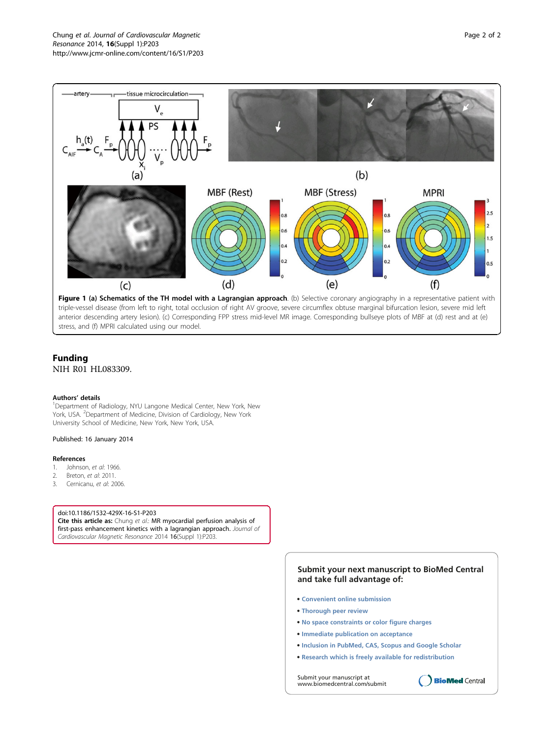artery — tissue microcirculation

$V_e$

PS

$C_{AIF}$ $h_a(t)$ $C_A$ $F_p$ $X_i$ $V_p$ $F_p$

(a)

(b)

(c)

MBF (Rest)

1
0.8
0.6
0.4
0.2
0

(d)

MBF (Stress)

1
0.8
0.6
0.4
0.2
0

(e)

MPRI

3
2.5
2
1.5
1
0.5
0

(f)

**Figure 1 (a) Schematics of the TH model with a Lagrangian approach**. (b) Selective coronary angiography in a representative patient with triple-vessel disease (from left to right, total occlusion of right AV groove, severe circumflex obtuse marginal bifurcation lesion, severe mid left anterior descending artery lesion). (c) Corresponding FPP stress mid-level MR image. Corresponding bullseye plots of MBF at (d) rest and at (e) stress, and (f) MPRI calculated using our model.

## Funding

NIH R01 HL083309.

### Authors' details

[1]Department of Radiology, NYU Langone Medical Center, New York, New York, USA. [2]Department of Medicine, Division of Cardiology, New York University School of Medicine, New York, New York, USA.

Published: 16 January 2014

### References

1. Johnson, *et al*: 1966.
2. Breton, *et al*: 2011.
3. Cernicanu, *et al*: 2006.

doi:10.1186/1532-429X-16-S1-P203

**Cite this article as:** Chung *et al.*: MR myocardial perfusion analysis of first-pass enhancement kinetics with a lagrangian approach. *Journal of Cardiovascular Magnetic Resonance* 2014 **16**(Suppl 1):P203.

**Submit your next manuscript to BioMed Central and take full advantage of:**

- Convenient online submission
- Thorough peer review
- No space constraints or color figure charges
- Immediate publication on acceptance
- Inclusion in PubMed, CAS, Scopus and Google Scholar
- Research which is freely available for redistribution

Submit your manuscript at www.biomedcentral.com/submit

BioMed Central